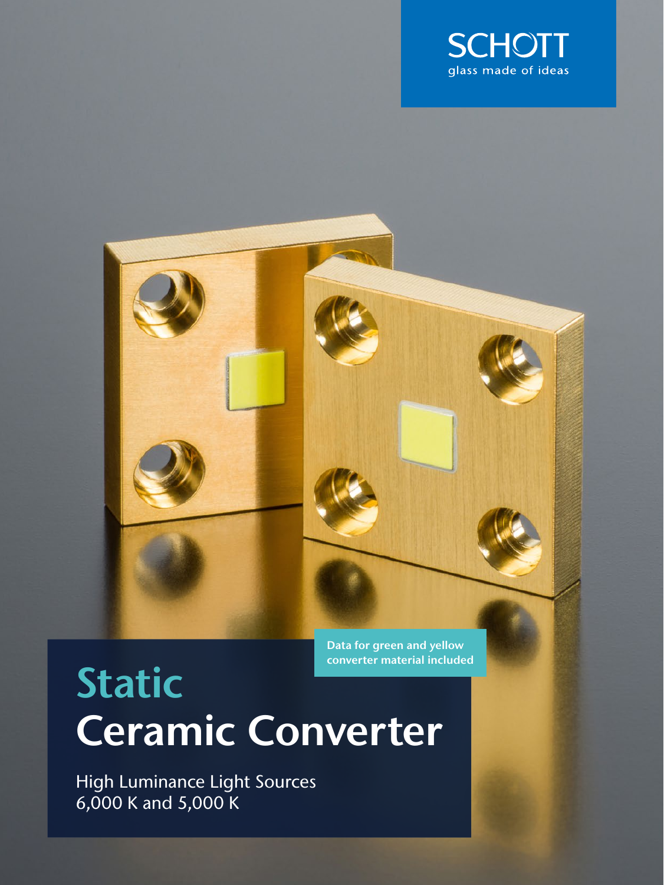SCHOTT
glass made of ideas

Data for green and yellow converter material included

# Static
# Ceramic Converter

High Luminance Light Sources
6,000 K and 5,000 K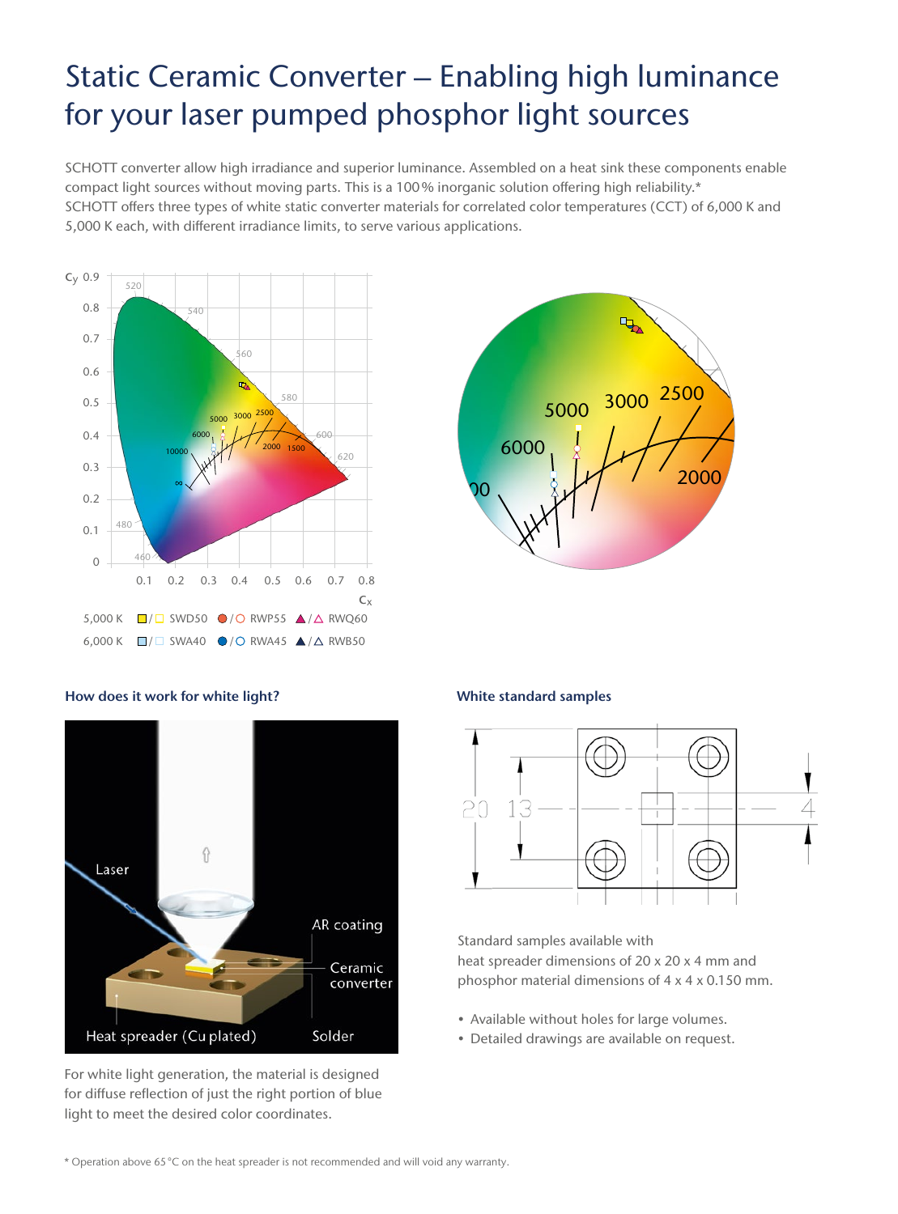# Static Ceramic Converter – Enabling high luminance for your laser pumped phosphor light sources

SCHOTT converter allow high irradiance and superior luminance. Assembled on a heat sink these components enable compact light sources without moving parts. This is a 100% inorganic solution offering high reliability.*
SCHOTT offers three types of white static converter materials for correlated color temperatures (CCT) of 6,000 K and 5,000 K each, with different irradiance limits, to serve various applications.

| | | | |
|---|---|---|---|
| 5,000 K | SWD50 | RWP55 | RWQ60 |
| 6,000 K | SWA40 | RWA45 | RWB50 |

### How does it work for white light?

For white light generation, the material is designed for diffuse reflection of just the right portion of blue light to meet the desired color coordinates.

### White standard samples

Standard samples available with heat spreader dimensions of 20 x 20 x 4 mm and phosphor material dimensions of 4 x 4 x 0.150 mm.

- Available without holes for large volumes.
- Detailed drawings are available on request.

* Operation above 65 °C on the heat spreader is not recommended and will void any warranty.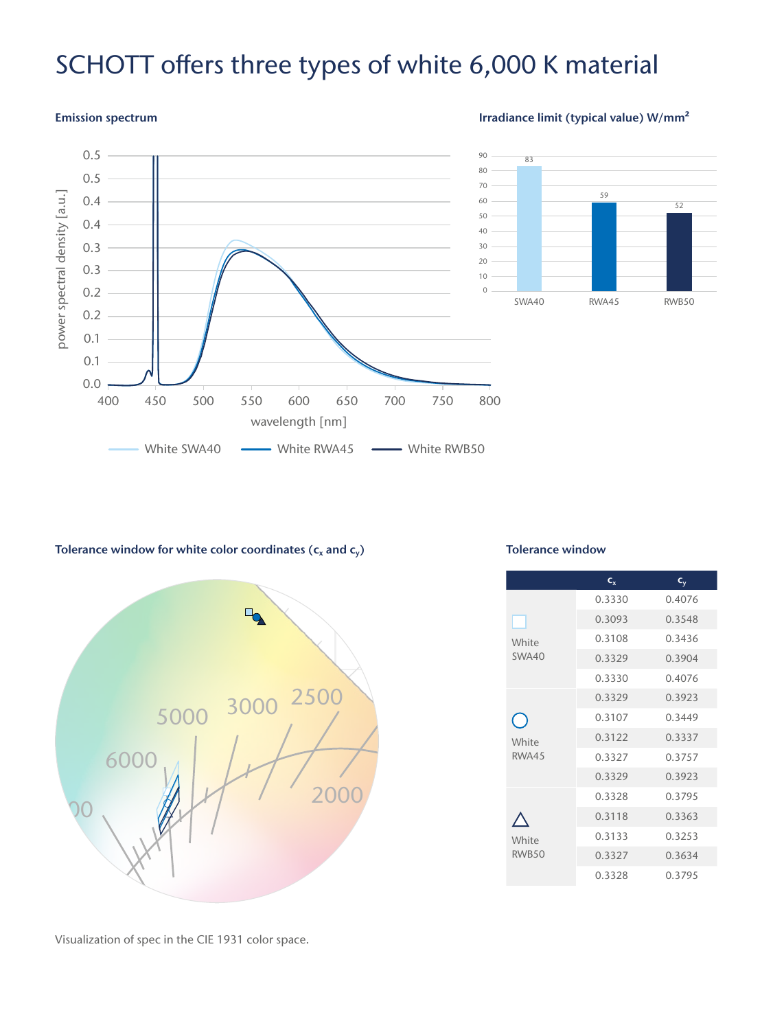# SCHOTT offers three types of white 6,000 K material

**Emission spectrum**

**Irradiance limit (typical value) W/mm²**

| | SWA40 | RWA45 | RWB50 |
|---|---|---|---|
| Irradiance limit (W/mm²) | 83 | 59 | 52 |

**Tolerance window for white color coordinates ($c_x$ and $c_y$)**

Visualization of spec in the CIE 1931 color space.

**Tolerance window**

| | $c_x$ | $c_y$ |
|---|---|---|
| White SWA40 | 0.3330 | 0.4076 |
| | 0.3093 | 0.3548 |
| | 0.3108 | 0.3436 |
| | 0.3329 | 0.3904 |
| | 0.3330 | 0.4076 |
| White RWA45 | 0.3329 | 0.3923 |
| | 0.3107 | 0.3449 |
| | 0.3122 | 0.3337 |
| | 0.3327 | 0.3757 |
| | 0.3329 | 0.3923 |
| White RWB50 | 0.3328 | 0.3795 |
| | 0.3118 | 0.3363 |
| | 0.3133 | 0.3253 |
| | 0.3327 | 0.3634 |
| | 0.3328 | 0.3795 |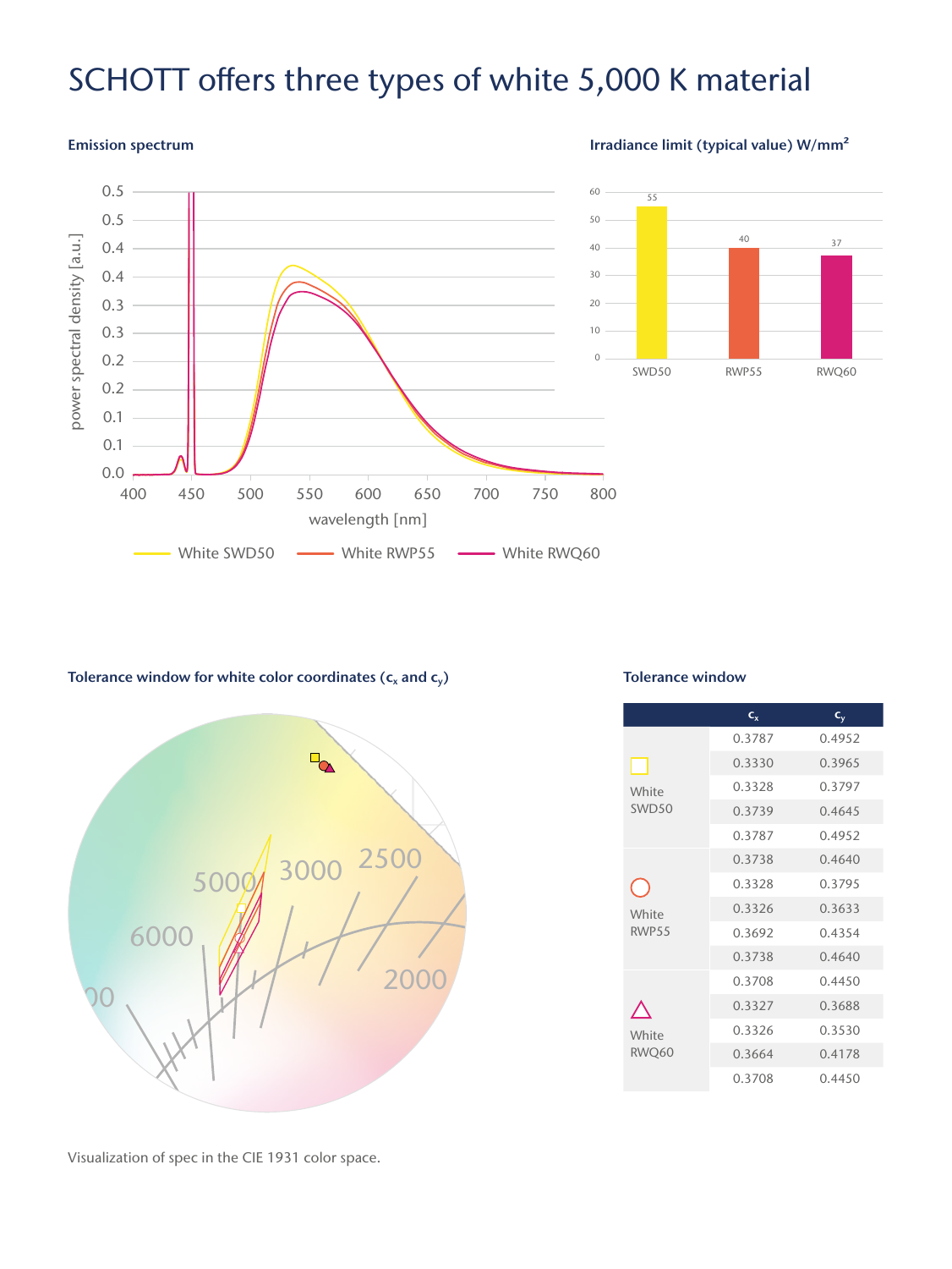# SCHOTT offers three types of white 5,000 K material

**Emission spectrum**

**Irradiance limit (typical value) W/mm²**

| | SWD50 | RWP55 | RWQ60 |
|---|---|---|---|
| Irradiance limit (W/mm²) | 55 | 40 | 37 |

**Tolerance window for white color coordinates ($c_x$ and $c_y$)**

Visualization of spec in the CIE 1931 color space.

**Tolerance window**

| | $c_x$ | $c_y$ |
|---|---|---|
| White SWD50 | 0.3787 | 0.4952 |
| | 0.3330 | 0.3965 |
| | 0.3328 | 0.3797 |
| | 0.3739 | 0.4645 |
| | 0.3787 | 0.4952 |
| White RWP55 | 0.3738 | 0.4640 |
| | 0.3328 | 0.3795 |
| | 0.3326 | 0.3633 |
| | 0.3692 | 0.4354 |
| | 0.3738 | 0.4640 |
| White RWQ60 | 0.3708 | 0.4450 |
| | 0.3327 | 0.3688 |
| | 0.3326 | 0.3530 |
| | 0.3664 | 0.4178 |
| | 0.3708 | 0.4450 |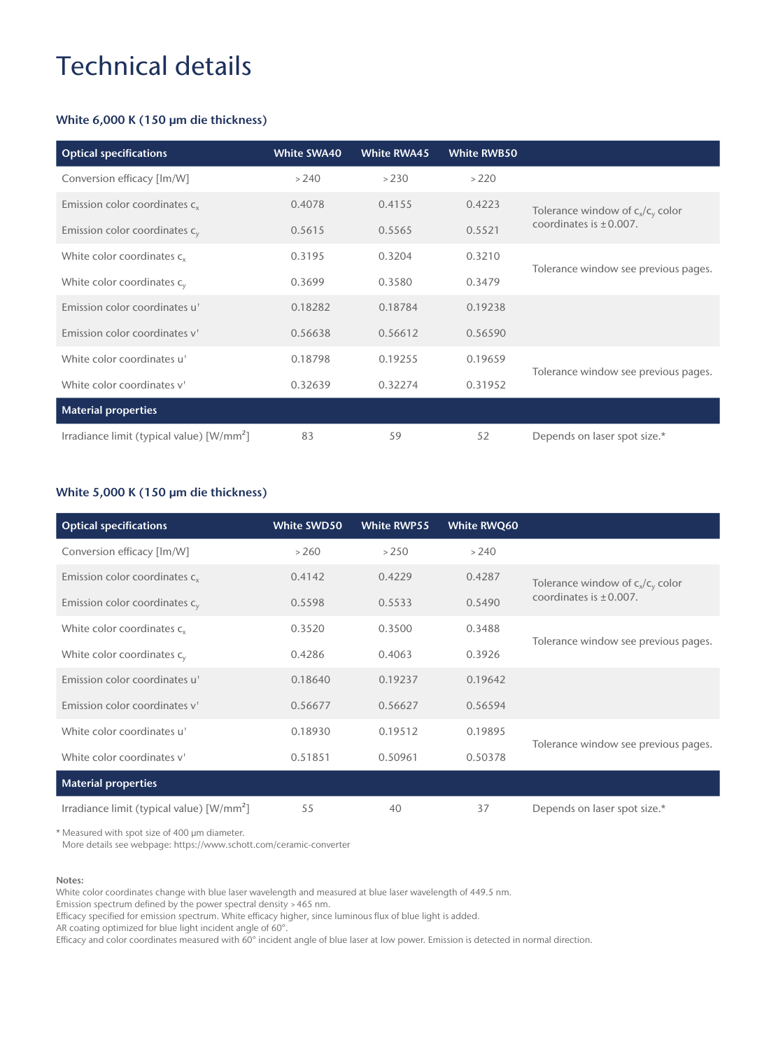# Technical details

### White 6,000 K (150 µm die thickness)

| Optical specifications | White SWA40 | White RWA45 | White RWB50 | |
|---|---|---|---|---|
| Conversion efficacy [lm/W] | > 240 | > 230 | > 220 | |
| Emission color coordinates $c_x$ | 0.4078 | 0.4155 | 0.4223 | Tolerance window of $c_x$/$c_y$ color coordinates is ±0.007. |
| Emission color coordinates $c_y$ | 0.5615 | 0.5565 | 0.5521 | |
| White color coordinates $c_x$ | 0.3195 | 0.3204 | 0.3210 | Tolerance window see previous pages. |
| White color coordinates $c_y$ | 0.3699 | 0.3580 | 0.3479 | |
| Emission color coordinates u' | 0.18282 | 0.18784 | 0.19238 | |
| Emission color coordinates v' | 0.56638 | 0.56612 | 0.56590 | |
| White color coordinates u' | 0.18798 | 0.19255 | 0.19659 | Tolerance window see previous pages. |
| White color coordinates v' | 0.32639 | 0.32274 | 0.31952 | |
| **Material properties** | | | | |
| Irradiance limit (typical value) [W/mm²] | 83 | 59 | 52 | Depends on laser spot size.* |

### White 5,000 K (150 µm die thickness)

| Optical specifications | White SWD50 | White RWP55 | White RWQ60 | |
|---|---|---|---|---|
| Conversion efficacy [lm/W] | > 260 | > 250 | > 240 | |
| Emission color coordinates $c_x$ | 0.4142 | 0.4229 | 0.4287 | Tolerance window of $c_x$/$c_y$ color coordinates is ±0.007. |
| Emission color coordinates $c_y$ | 0.5598 | 0.5533 | 0.5490 | |
| White color coordinates $c_x$ | 0.3520 | 0.3500 | 0.3488 | Tolerance window see previous pages. |
| White color coordinates $c_y$ | 0.4286 | 0.4063 | 0.3926 | |
| Emission color coordinates u' | 0.18640 | 0.19237 | 0.19642 | |
| Emission color coordinates v' | 0.56677 | 0.56627 | 0.56594 | |
| White color coordinates u' | 0.18930 | 0.19512 | 0.19895 | Tolerance window see previous pages. |
| White color coordinates v' | 0.51851 | 0.50961 | 0.50378 | |
| **Material properties** | | | | |
| Irradiance limit (typical value) [W/mm²] | 55 | 40 | 37 | Depends on laser spot size.* |

\* Measured with spot size of 400 µm diameter.
More details see webpage: https://www.schott.com/ceramic-converter

**Notes:**
White color coordinates change with blue laser wavelength and measured at blue laser wavelength of 449.5 nm.
Emission spectrum defined by the power spectral density > 465 nm.
Efficacy specified for emission spectrum. White efficacy higher, since luminous flux of blue light is added.
AR coating optimized for blue light incident angle of 60°.
Efficacy and color coordinates measured with 60° incident angle of blue laser at low power. Emission is detected in normal direction.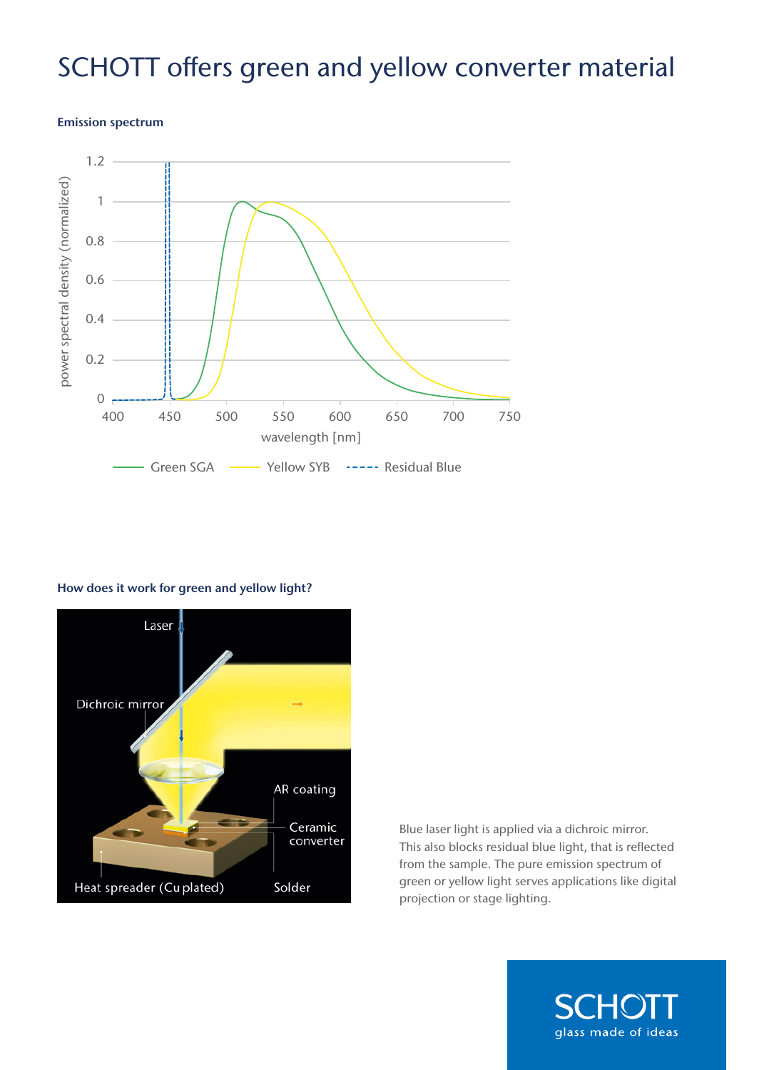# SCHOTT offers green and yellow converter material

**Emission spectrum**

**How does it work for green and yellow light?**

Blue laser light is applied via a dichroic mirror. This also blocks residual blue light, that is reflected from the sample. The pure emission spectrum of green or yellow light serves applications like digital projection or stage lighting.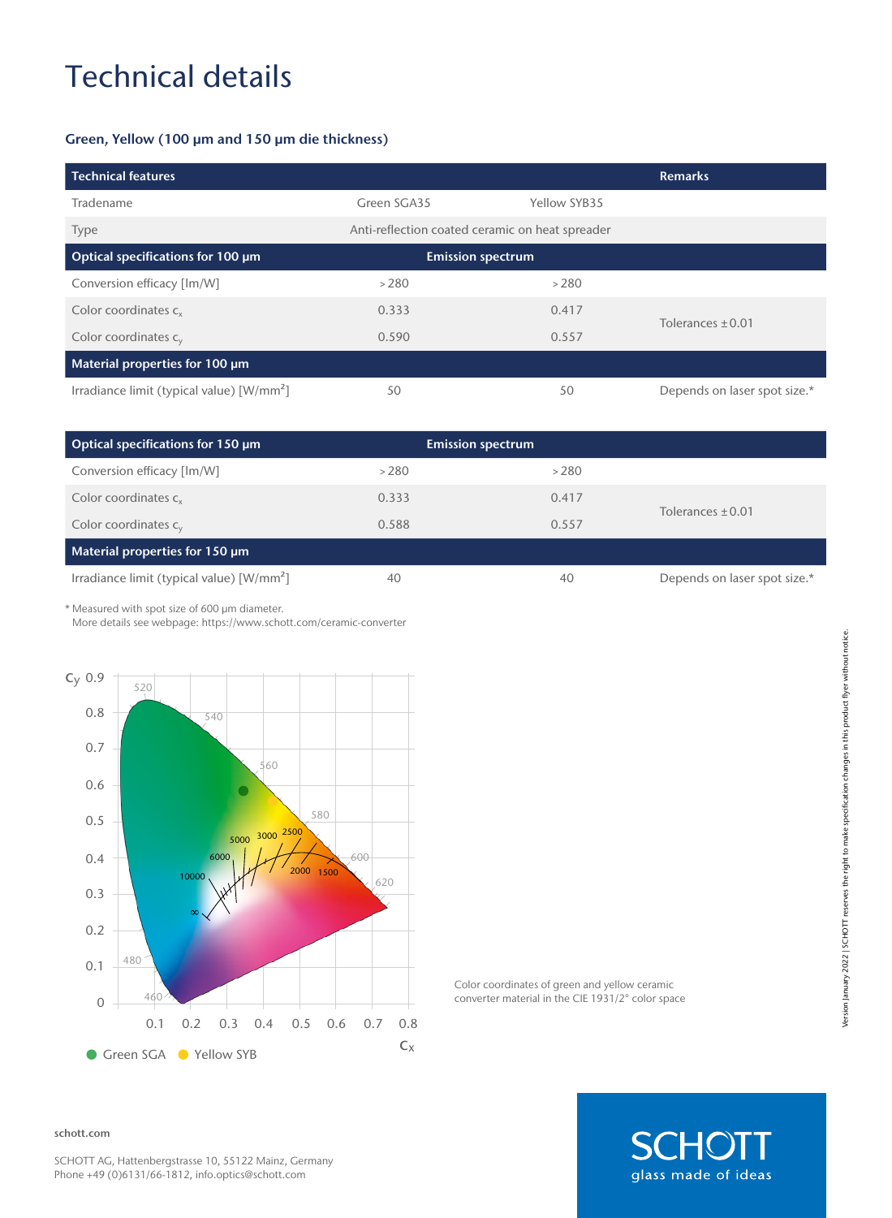# Technical details

### Green, Yellow (100 µm and 150 µm die thickness)

| Technical features | | | Remarks |
|---|---|---|---|
| Tradename | Green SGA35 | Yellow SYB35 | |
| Type | Anti-reflection coated ceramic on heat spreader | | |
| **Optical specifications for 100 µm** | **Emission spectrum** | | |
| Conversion efficacy [lm/W] | > 280 | > 280 | |
| Color coordinates $c_x$ | 0.333 | 0.417 | Tolerances ± 0.01 |
| Color coordinates $c_y$ | 0.590 | 0.557 | |
| **Material properties for 100 µm** | | | |
| Irradiance limit (typical value) [W/mm²] | 50 | 50 | Depends on laser spot size.* |

| Optical specifications for 150 µm | Emission spectrum | | |
|---|---|---|---|
| Conversion efficacy [lm/W] | > 280 | > 280 | |
| Color coordinates $c_x$ | 0.333 | 0.417 | Tolerances ± 0.01 |
| Color coordinates $c_y$ | 0.588 | 0.557 | |
| **Material properties for 150 µm** | | | |
| Irradiance limit (typical value) [W/mm²] | 40 | 40 | Depends on laser spot size.* |

* Measured with spot size of 600 µm diameter.
More details see webpage: https://www.schott.com/ceramic-converter

Color coordinates of green and yellow ceramic converter material in the CIE 1931/2° color space

schott.com

SCHOTT AG, Hattenbergstrasse 10, 55122 Mainz, Germany
Phone +49 (0)6131/66-1812, info.optics@schott.com

Version January 2022 | SCHOTT reserves the right to make specification changes in this product flyer without notice.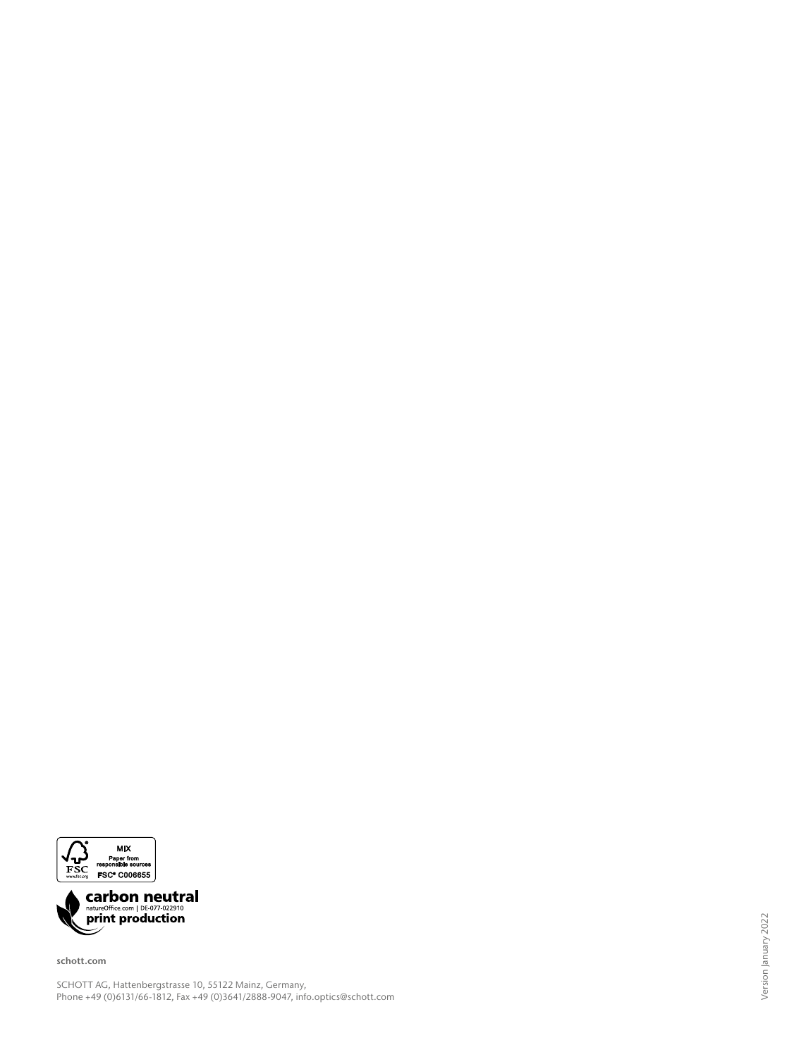MIX
Paper from responsible sources
FSC® C006655
www.fsc.org

carbon neutral
natureOffice.com | DE-077-022910
print production

**schott.com**

SCHOTT AG, Hattenbergstrasse 10, 55122 Mainz, Germany,
Phone +49 (0)6131/66-1812, Fax +49 (0)3641/2888-9047, info.optics@schott.com

Version January 2022